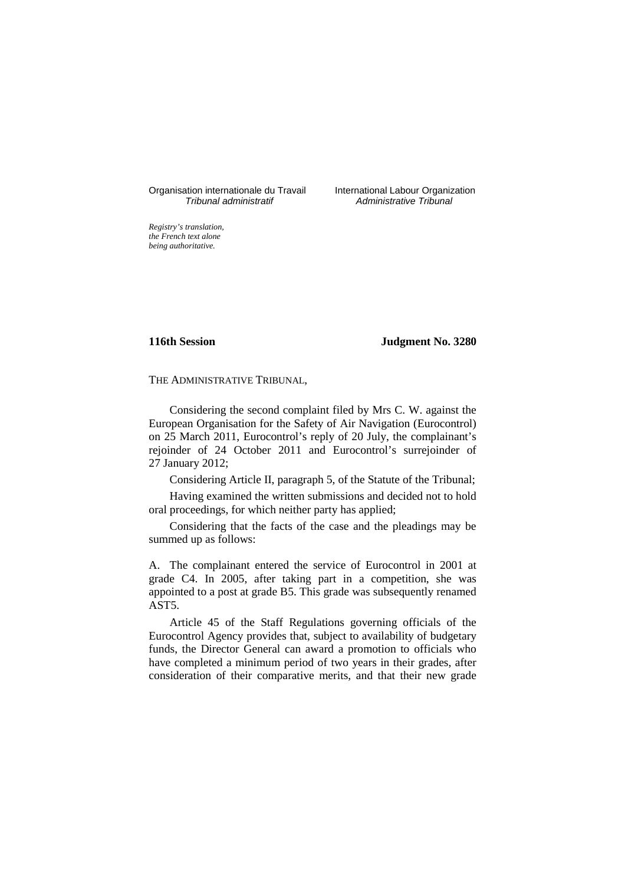Organisation internationale du Travail
*Tribunal administratif*

International Labour Organization
*Administrative Tribunal*

*Registry's translation, the French text alone being authoritative.*

**116th Session** **Judgment No. 3280**

THE ADMINISTRATIVE TRIBUNAL,

Considering the second complaint filed by Mrs C. W. against the European Organisation for the Safety of Air Navigation (Eurocontrol) on 25 March 2011, Eurocontrol's reply of 20 July, the complainant's rejoinder of 24 October 2011 and Eurocontrol's surrejoinder of 27 January 2012;

Considering Article II, paragraph 5, of the Statute of the Tribunal;

Having examined the written submissions and decided not to hold oral proceedings, for which neither party has applied;

Considering that the facts of the case and the pleadings may be summed up as follows:

A. The complainant entered the service of Eurocontrol in 2001 at grade C4. In 2005, after taking part in a competition, she was appointed to a post at grade B5. This grade was subsequently renamed AST5.

Article 45 of the Staff Regulations governing officials of the Eurocontrol Agency provides that, subject to availability of budgetary funds, the Director General can award a promotion to officials who have completed a minimum period of two years in their grades, after consideration of their comparative merits, and that their new grade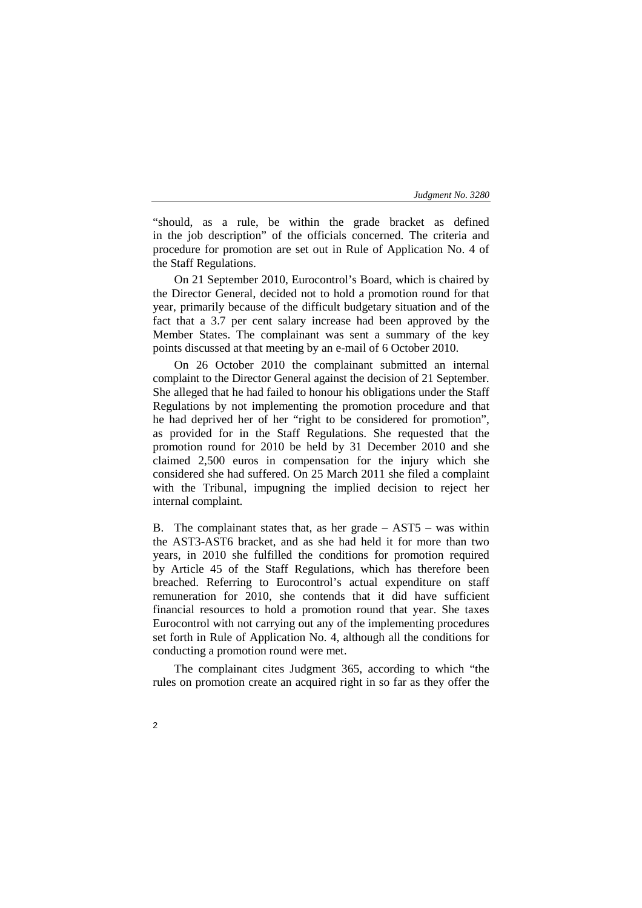"should, as a rule, be within the grade bracket as defined in the job description" of the officials concerned. The criteria and procedure for promotion are set out in Rule of Application No. 4 of the Staff Regulations.

On 21 September 2010, Eurocontrol's Board, which is chaired by the Director General, decided not to hold a promotion round for that year, primarily because of the difficult budgetary situation and of the fact that a 3.7 per cent salary increase had been approved by the Member States. The complainant was sent a summary of the key points discussed at that meeting by an e-mail of 6 October 2010.

On 26 October 2010 the complainant submitted an internal complaint to the Director General against the decision of 21 September. She alleged that he had failed to honour his obligations under the Staff Regulations by not implementing the promotion procedure and that he had deprived her of her "right to be considered for promotion", as provided for in the Staff Regulations. She requested that the promotion round for 2010 be held by 31 December 2010 and she claimed 2,500 euros in compensation for the injury which she considered she had suffered. On 25 March 2011 she filed a complaint with the Tribunal, impugning the implied decision to reject her internal complaint.

B. The complainant states that, as her grade – AST5 – was within the AST3-AST6 bracket, and as she had held it for more than two years, in 2010 she fulfilled the conditions for promotion required by Article 45 of the Staff Regulations, which has therefore been breached. Referring to Eurocontrol's actual expenditure on staff remuneration for 2010, she contends that it did have sufficient financial resources to hold a promotion round that year. She taxes Eurocontrol with not carrying out any of the implementing procedures set forth in Rule of Application No. 4, although all the conditions for conducting a promotion round were met.

The complainant cites Judgment 365, according to which "the rules on promotion create an acquired right in so far as they offer the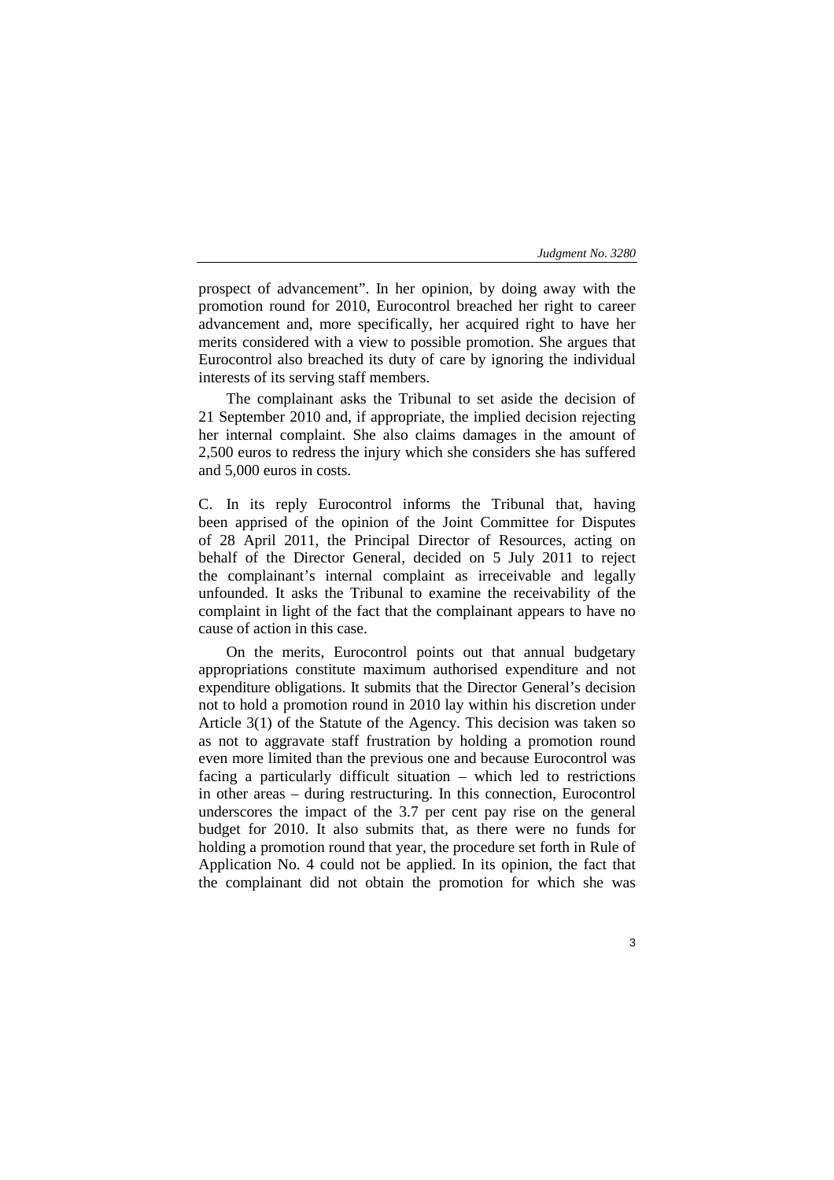prospect of advancement". In her opinion, by doing away with the promotion round for 2010, Eurocontrol breached her right to career advancement and, more specifically, her acquired right to have her merits considered with a view to possible promotion. She argues that Eurocontrol also breached its duty of care by ignoring the individual interests of its serving staff members.

The complainant asks the Tribunal to set aside the decision of 21 September 2010 and, if appropriate, the implied decision rejecting her internal complaint. She also claims damages in the amount of 2,500 euros to redress the injury which she considers she has suffered and 5,000 euros in costs.

C. In its reply Eurocontrol informs the Tribunal that, having been apprised of the opinion of the Joint Committee for Disputes of 28 April 2011, the Principal Director of Resources, acting on behalf of the Director General, decided on 5 July 2011 to reject the complainant's internal complaint as irreceivable and legally unfounded. It asks the Tribunal to examine the receivability of the complaint in light of the fact that the complainant appears to have no cause of action in this case.

On the merits, Eurocontrol points out that annual budgetary appropriations constitute maximum authorised expenditure and not expenditure obligations. It submits that the Director General's decision not to hold a promotion round in 2010 lay within his discretion under Article 3(1) of the Statute of the Agency. This decision was taken so as not to aggravate staff frustration by holding a promotion round even more limited than the previous one and because Eurocontrol was facing a particularly difficult situation – which led to restrictions in other areas – during restructuring. In this connection, Eurocontrol underscores the impact of the 3.7 per cent pay rise on the general budget for 2010. It also submits that, as there were no funds for holding a promotion round that year, the procedure set forth in Rule of Application No. 4 could not be applied. In its opinion, the fact that the complainant did not obtain the promotion for which she was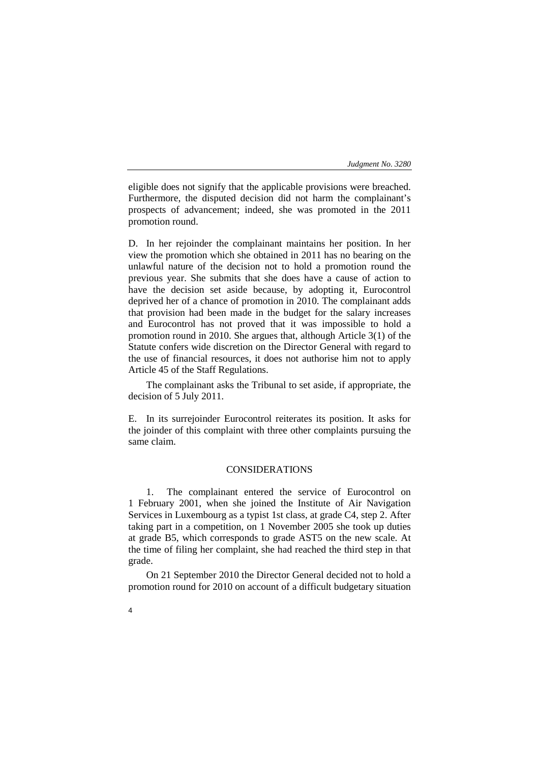eligible does not signify that the applicable provisions were breached. Furthermore, the disputed decision did not harm the complainant's prospects of advancement; indeed, she was promoted in the 2011 promotion round.

D. In her rejoinder the complainant maintains her position. In her view the promotion which she obtained in 2011 has no bearing on the unlawful nature of the decision not to hold a promotion round the previous year. She submits that she does have a cause of action to have the decision set aside because, by adopting it, Eurocontrol deprived her of a chance of promotion in 2010. The complainant adds that provision had been made in the budget for the salary increases and Eurocontrol has not proved that it was impossible to hold a promotion round in 2010. She argues that, although Article 3(1) of the Statute confers wide discretion on the Director General with regard to the use of financial resources, it does not authorise him not to apply Article 45 of the Staff Regulations.

The complainant asks the Tribunal to set aside, if appropriate, the decision of 5 July 2011.

E. In its surrejoinder Eurocontrol reiterates its position. It asks for the joinder of this complaint with three other complaints pursuing the same claim.

## CONSIDERATIONS

1. The complainant entered the service of Eurocontrol on 1 February 2001, when she joined the Institute of Air Navigation Services in Luxembourg as a typist 1st class, at grade C4, step 2. After taking part in a competition, on 1 November 2005 she took up duties at grade B5, which corresponds to grade AST5 on the new scale. At the time of filing her complaint, she had reached the third step in that grade.

On 21 September 2010 the Director General decided not to hold a promotion round for 2010 on account of a difficult budgetary situation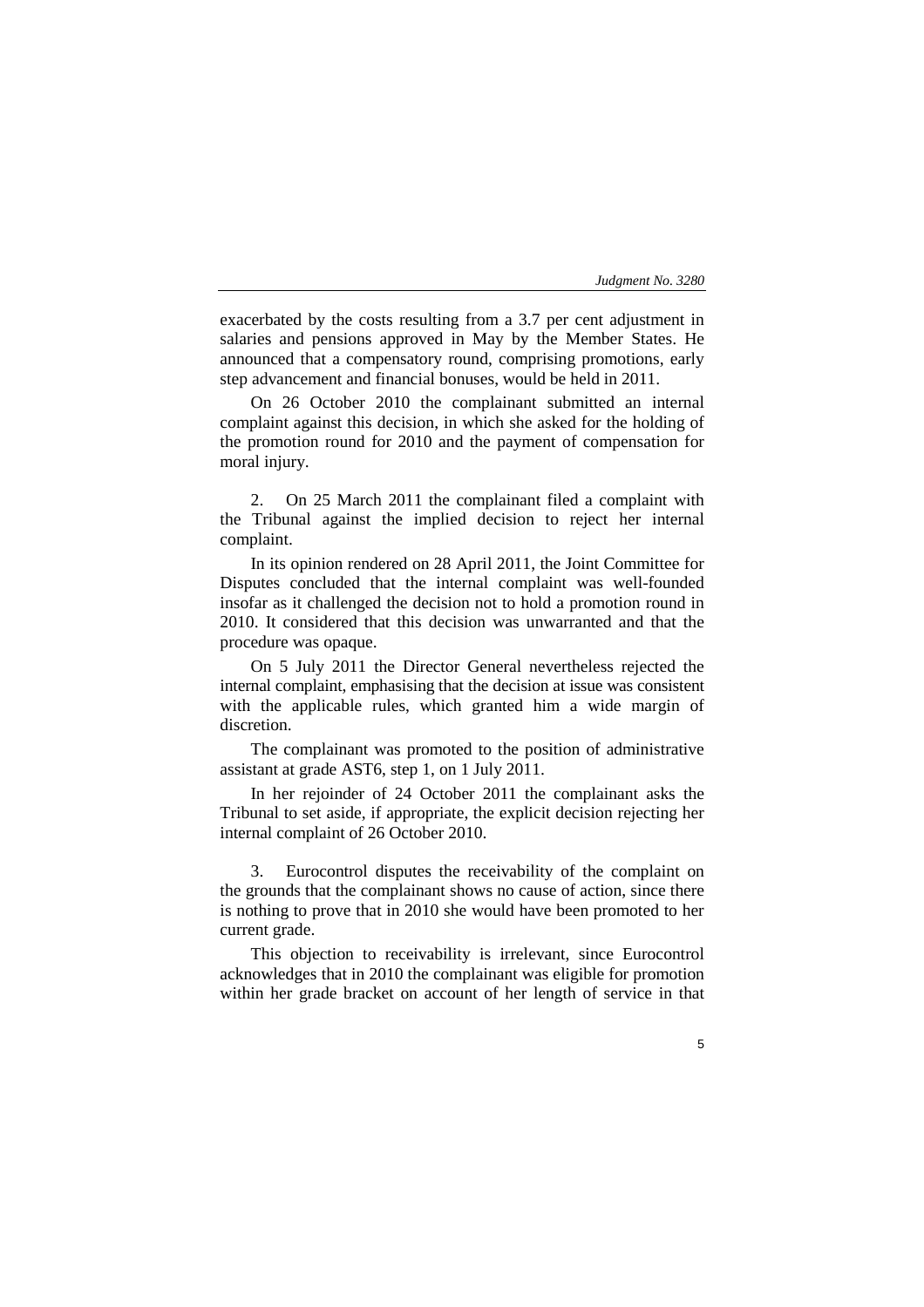exacerbated by the costs resulting from a 3.7 per cent adjustment in salaries and pensions approved in May by the Member States. He announced that a compensatory round, comprising promotions, early step advancement and financial bonuses, would be held in 2011.

On 26 October 2010 the complainant submitted an internal complaint against this decision, in which she asked for the holding of the promotion round for 2010 and the payment of compensation for moral injury.

2. On 25 March 2011 the complainant filed a complaint with the Tribunal against the implied decision to reject her internal complaint.

In its opinion rendered on 28 April 2011, the Joint Committee for Disputes concluded that the internal complaint was well-founded insofar as it challenged the decision not to hold a promotion round in 2010. It considered that this decision was unwarranted and that the procedure was opaque.

On 5 July 2011 the Director General nevertheless rejected the internal complaint, emphasising that the decision at issue was consistent with the applicable rules, which granted him a wide margin of discretion.

The complainant was promoted to the position of administrative assistant at grade AST6, step 1, on 1 July 2011.

In her rejoinder of 24 October 2011 the complainant asks the Tribunal to set aside, if appropriate, the explicit decision rejecting her internal complaint of 26 October 2010.

3. Eurocontrol disputes the receivability of the complaint on the grounds that the complainant shows no cause of action, since there is nothing to prove that in 2010 she would have been promoted to her current grade.

This objection to receivability is irrelevant, since Eurocontrol acknowledges that in 2010 the complainant was eligible for promotion within her grade bracket on account of her length of service in that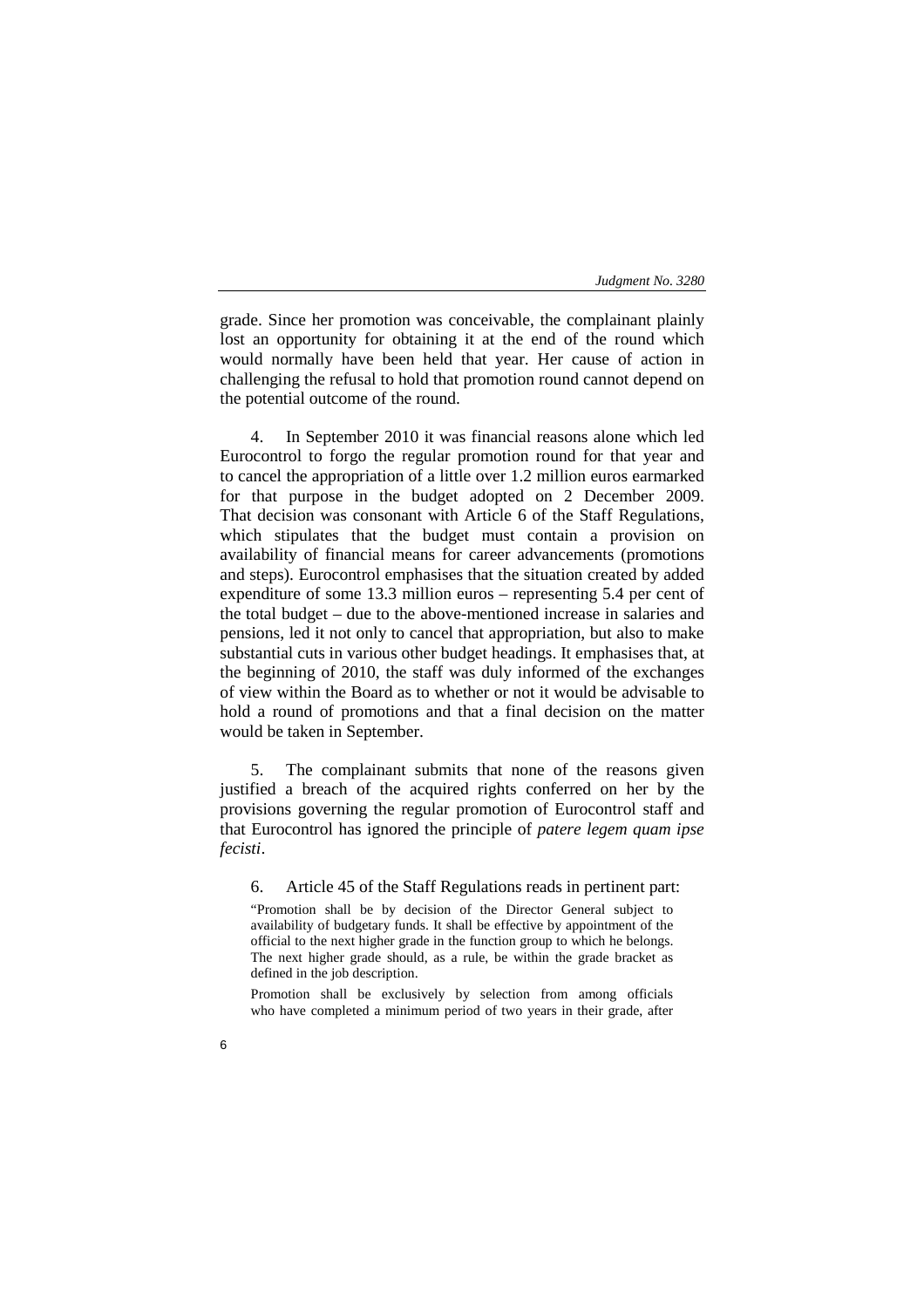grade. Since her promotion was conceivable, the complainant plainly lost an opportunity for obtaining it at the end of the round which would normally have been held that year. Her cause of action in challenging the refusal to hold that promotion round cannot depend on the potential outcome of the round.

4. In September 2010 it was financial reasons alone which led Eurocontrol to forgo the regular promotion round for that year and to cancel the appropriation of a little over 1.2 million euros earmarked for that purpose in the budget adopted on 2 December 2009. That decision was consonant with Article 6 of the Staff Regulations, which stipulates that the budget must contain a provision on availability of financial means for career advancements (promotions and steps). Eurocontrol emphasises that the situation created by added expenditure of some 13.3 million euros – representing 5.4 per cent of the total budget – due to the above-mentioned increase in salaries and pensions, led it not only to cancel that appropriation, but also to make substantial cuts in various other budget headings. It emphasises that, at the beginning of 2010, the staff was duly informed of the exchanges of view within the Board as to whether or not it would be advisable to hold a round of promotions and that a final decision on the matter would be taken in September.

5. The complainant submits that none of the reasons given justified a breach of the acquired rights conferred on her by the provisions governing the regular promotion of Eurocontrol staff and that Eurocontrol has ignored the principle of *patere legem quam ipse fecisti*.

6. Article 45 of the Staff Regulations reads in pertinent part:

> "Promotion shall be by decision of the Director General subject to availability of budgetary funds. It shall be effective by appointment of the official to the next higher grade in the function group to which he belongs. The next higher grade should, as a rule, be within the grade bracket as defined in the job description.
>
> Promotion shall be exclusively by selection from among officials who have completed a minimum period of two years in their grade, after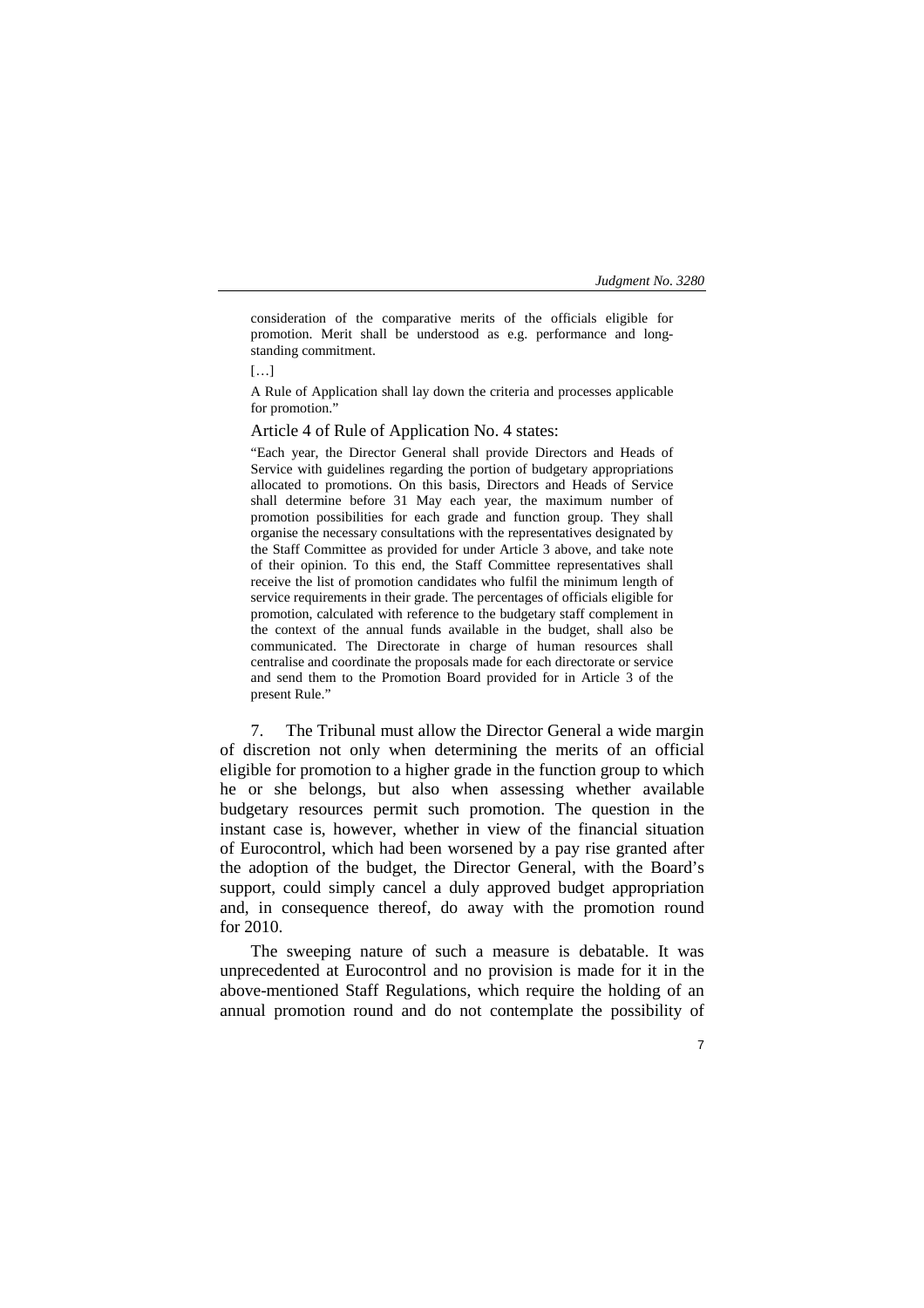consideration of the comparative merits of the officials eligible for promotion. Merit shall be understood as e.g. performance and long-standing commitment.

[…]

A Rule of Application shall lay down the criteria and processes applicable for promotion."

Article 4 of Rule of Application No. 4 states:

"Each year, the Director General shall provide Directors and Heads of Service with guidelines regarding the portion of budgetary appropriations allocated to promotions. On this basis, Directors and Heads of Service shall determine before 31 May each year, the maximum number of promotion possibilities for each grade and function group. They shall organise the necessary consultations with the representatives designated by the Staff Committee as provided for under Article 3 above, and take note of their opinion. To this end, the Staff Committee representatives shall receive the list of promotion candidates who fulfil the minimum length of service requirements in their grade. The percentages of officials eligible for promotion, calculated with reference to the budgetary staff complement in the context of the annual funds available in the budget, shall also be communicated. The Directorate in charge of human resources shall centralise and coordinate the proposals made for each directorate or service and send them to the Promotion Board provided for in Article 3 of the present Rule."

7. The Tribunal must allow the Director General a wide margin of discretion not only when determining the merits of an official eligible for promotion to a higher grade in the function group to which he or she belongs, but also when assessing whether available budgetary resources permit such promotion. The question in the instant case is, however, whether in view of the financial situation of Eurocontrol, which had been worsened by a pay rise granted after the adoption of the budget, the Director General, with the Board's support, could simply cancel a duly approved budget appropriation and, in consequence thereof, do away with the promotion round for 2010.

The sweeping nature of such a measure is debatable. It was unprecedented at Eurocontrol and no provision is made for it in the above-mentioned Staff Regulations, which require the holding of an annual promotion round and do not contemplate the possibility of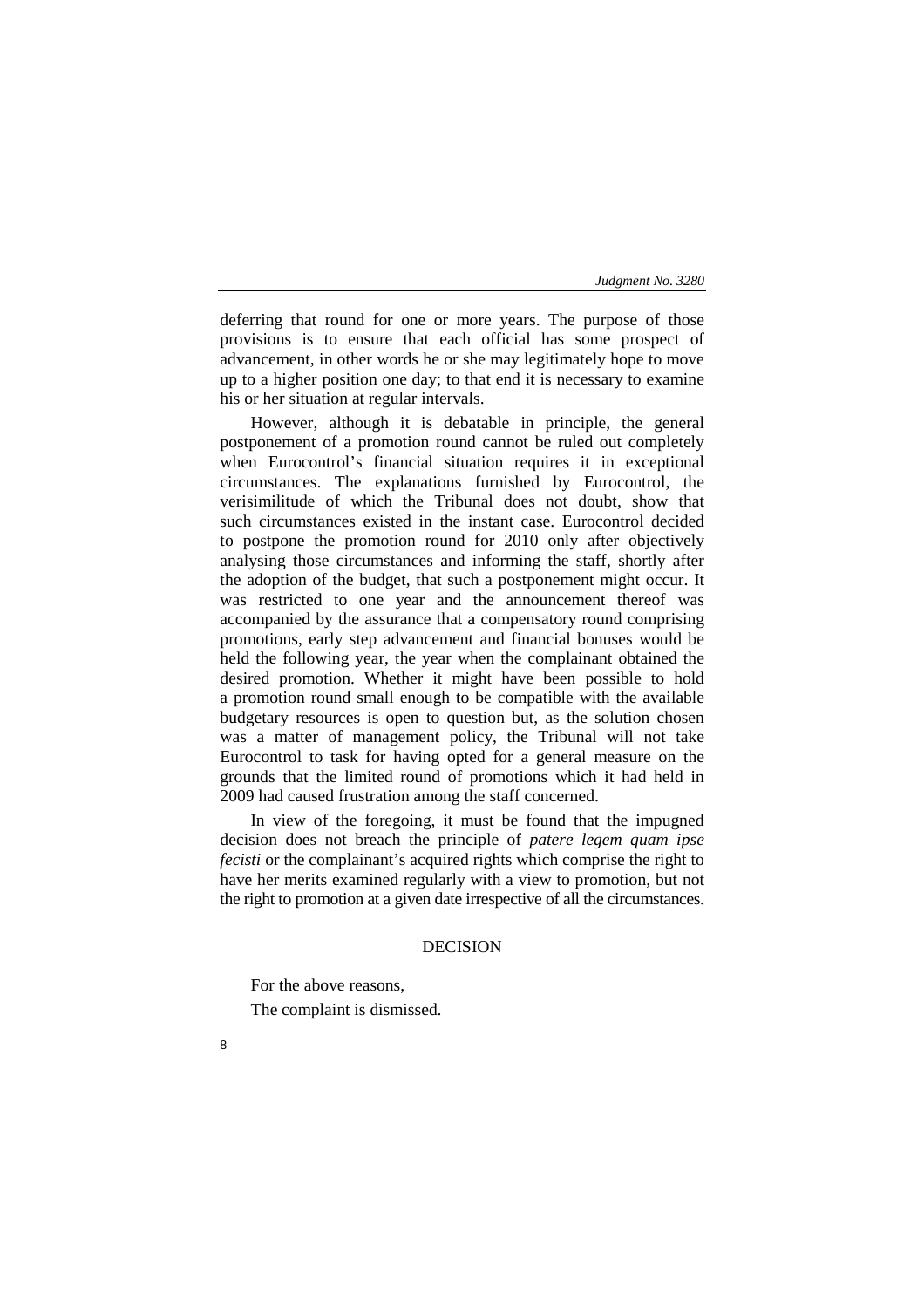deferring that round for one or more years. The purpose of those provisions is to ensure that each official has some prospect of advancement, in other words he or she may legitimately hope to move up to a higher position one day; to that end it is necessary to examine his or her situation at regular intervals.

However, although it is debatable in principle, the general postponement of a promotion round cannot be ruled out completely when Eurocontrol's financial situation requires it in exceptional circumstances. The explanations furnished by Eurocontrol, the verisimilitude of which the Tribunal does not doubt, show that such circumstances existed in the instant case. Eurocontrol decided to postpone the promotion round for 2010 only after objectively analysing those circumstances and informing the staff, shortly after the adoption of the budget, that such a postponement might occur. It was restricted to one year and the announcement thereof was accompanied by the assurance that a compensatory round comprising promotions, early step advancement and financial bonuses would be held the following year, the year when the complainant obtained the desired promotion. Whether it might have been possible to hold a promotion round small enough to be compatible with the available budgetary resources is open to question but, as the solution chosen was a matter of management policy, the Tribunal will not take Eurocontrol to task for having opted for a general measure on the grounds that the limited round of promotions which it had held in 2009 had caused frustration among the staff concerned.

In view of the foregoing, it must be found that the impugned decision does not breach the principle of *patere legem quam ipse fecisti* or the complainant's acquired rights which comprise the right to have her merits examined regularly with a view to promotion, but not the right to promotion at a given date irrespective of all the circumstances.

DECISION

For the above reasons,

The complaint is dismissed.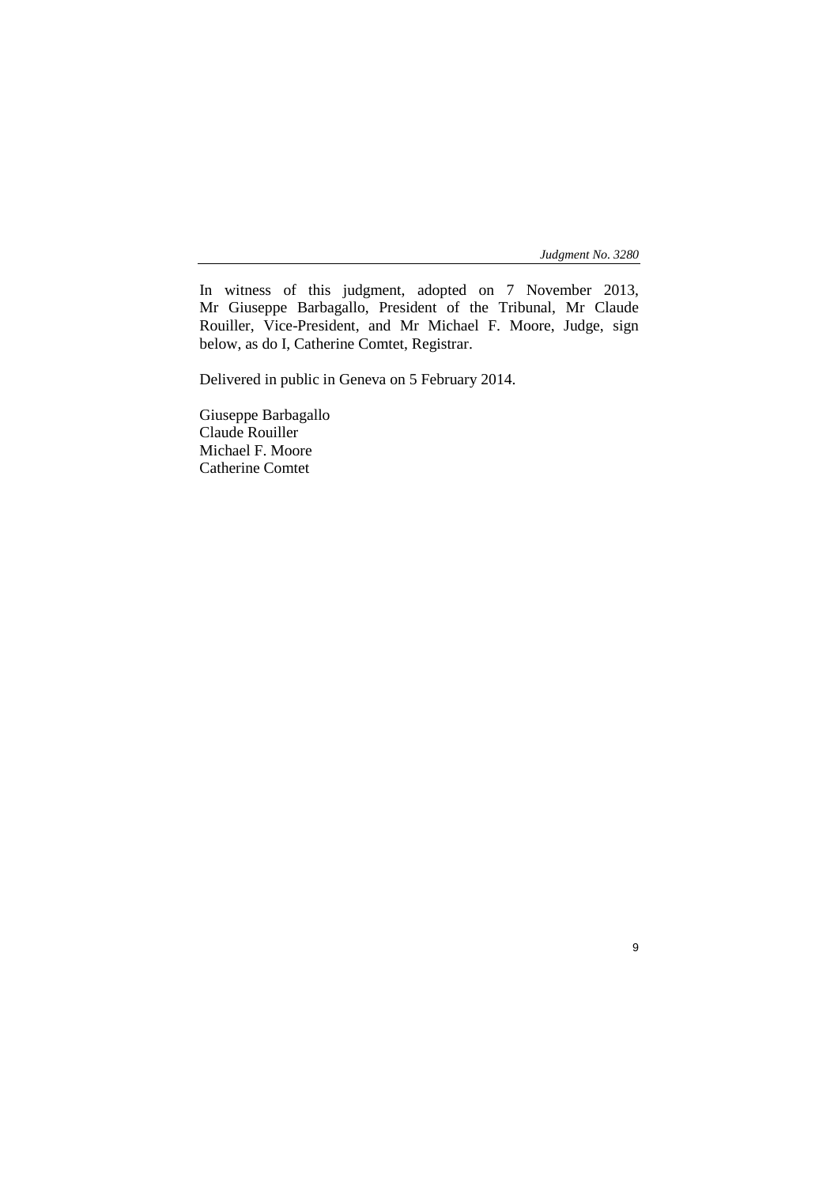In witness of this judgment, adopted on 7 November 2013, Mr Giuseppe Barbagallo, President of the Tribunal, Mr Claude Rouiller, Vice-President, and Mr Michael F. Moore, Judge, sign below, as do I, Catherine Comtet, Registrar.

Delivered in public in Geneva on 5 February 2014.

Giuseppe Barbagallo
Claude Rouiller
Michael F. Moore
Catherine Comtet